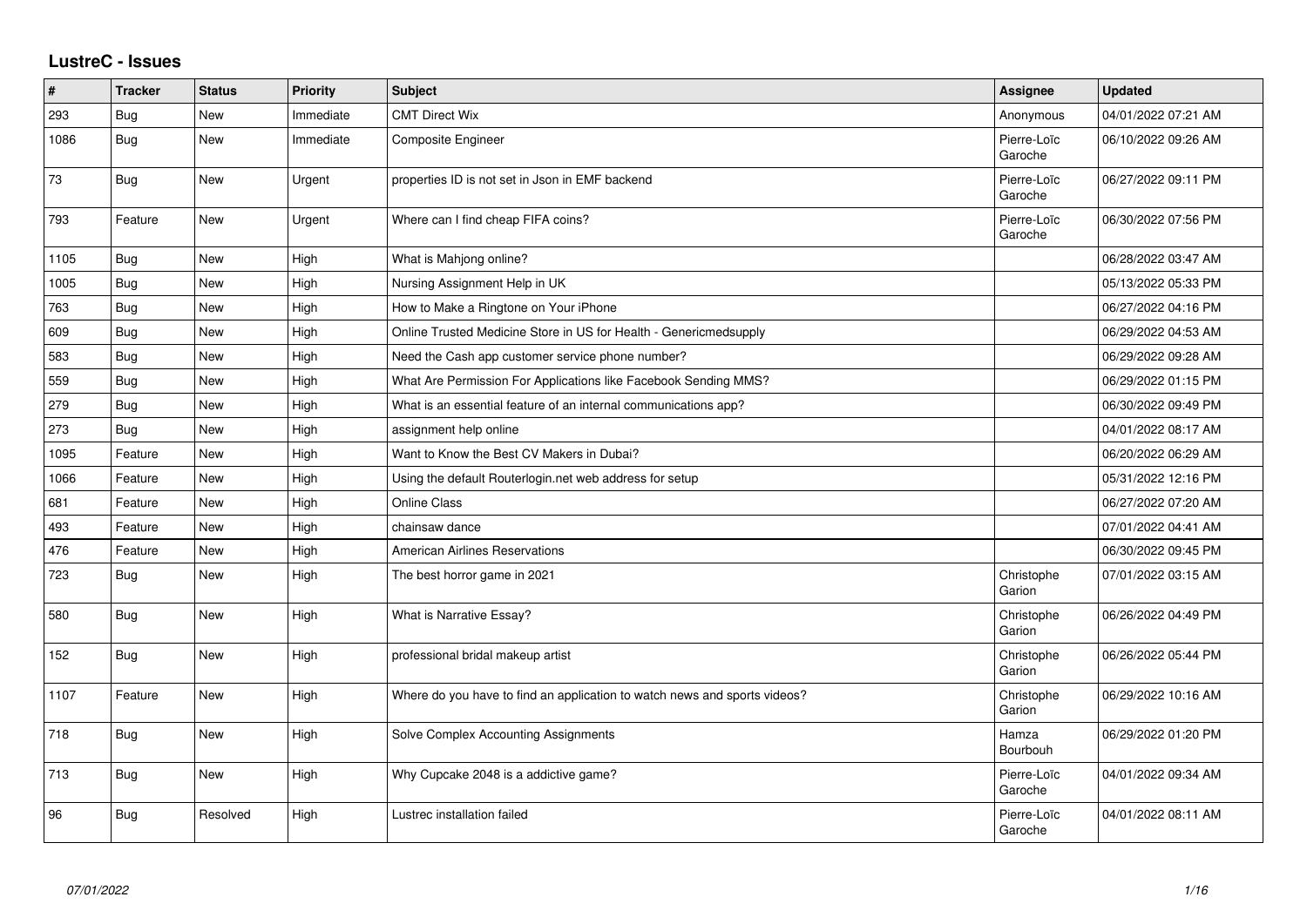# LustreC - Issues

| # | Tracker | Status | Priority | Subject | Assignee | Updated |
|---|---|---|---|---|---|---|
| 293 | Bug | New | Immediate | CMT Direct Wix | Anonymous | 04/01/2022 07:21 AM |
| 1086 | Bug | New | Immediate | Composite Engineer | Pierre-Loïc Garoche | 06/10/2022 09:26 AM |
| 73 | Bug | New | Urgent | properties ID is not set in Json in EMF backend | Pierre-Loïc Garoche | 06/27/2022 09:11 PM |
| 793 | Feature | New | Urgent | Where can I find cheap FIFA coins? | Pierre-Loïc Garoche | 06/30/2022 07:56 PM |
| 1105 | Bug | New | High | What is Mahjong online? | | 06/28/2022 03:47 AM |
| 1005 | Bug | New | High | Nursing Assignment Help in UK | | 05/13/2022 05:33 PM |
| 763 | Bug | New | High | How to Make a Ringtone on Your iPhone | | 06/27/2022 04:16 PM |
| 609 | Bug | New | High | Online Trusted Medicine Store in US for Health - Genericmedsupply | | 06/29/2022 04:53 AM |
| 583 | Bug | New | High | Need the Cash app customer service phone number? | | 06/29/2022 09:28 AM |
| 559 | Bug | New | High | What Are Permission For Applications like Facebook Sending MMS? | | 06/29/2022 01:15 PM |
| 279 | Bug | New | High | What is an essential feature of an internal communications app? | | 06/30/2022 09:49 PM |
| 273 | Bug | New | High | assignment help online | | 04/01/2022 08:17 AM |
| 1095 | Feature | New | High | Want to Know the Best CV Makers in Dubai? | | 06/20/2022 06:29 AM |
| 1066 | Feature | New | High | Using the default Routerlogin.net web address for setup | | 05/31/2022 12:16 PM |
| 681 | Feature | New | High | Online Class | | 06/27/2022 07:20 AM |
| 493 | Feature | New | High | chainsaw dance | | 07/01/2022 04:41 AM |
| 476 | Feature | New | High | American Airlines Reservations | | 06/30/2022 09:45 PM |
| 723 | Bug | New | High | The best horror game in 2021 | Christophe Garion | 07/01/2022 03:15 AM |
| 580 | Bug | New | High | What is Narrative Essay? | Christophe Garion | 06/26/2022 04:49 PM |
| 152 | Bug | New | High | professional bridal makeup artist | Christophe Garion | 06/26/2022 05:44 PM |
| 1107 | Feature | New | High | Where do you have to find an application to watch news and sports videos? | Christophe Garion | 06/29/2022 10:16 AM |
| 718 | Bug | New | High | Solve Complex Accounting Assignments | Hamza Bourbouh | 06/29/2022 01:20 PM |
| 713 | Bug | New | High | Why Cupcake 2048 is a addictive game? | Pierre-Loïc Garoche | 04/01/2022 09:34 AM |
| 96 | Bug | Resolved | High | Lustrec installation failed | Pierre-Loïc Garoche | 04/01/2022 08:11 AM |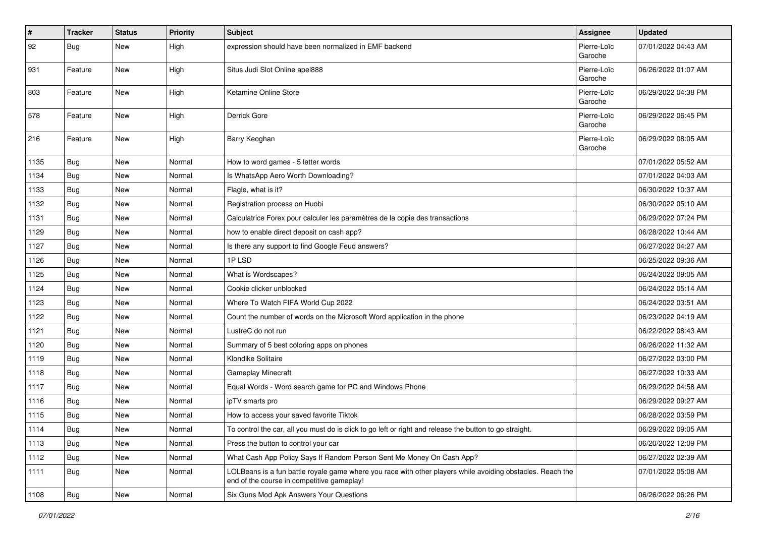| # | Tracker | Status | Priority | Subject | Assignee | Updated |
|---|---|---|---|---|---|---|
| 92 | Bug | New | High | expression should have been normalized in EMF backend | Pierre-Loïc Garoche | 07/01/2022 04:43 AM |
| 931 | Feature | New | High | Situs Judi Slot Online apel888 | Pierre-Loïc Garoche | 06/26/2022 01:07 AM |
| 803 | Feature | New | High | Ketamine Online Store | Pierre-Loïc Garoche | 06/29/2022 04:38 PM |
| 578 | Feature | New | High | Derrick Gore | Pierre-Loïc Garoche | 06/29/2022 06:45 PM |
| 216 | Feature | New | High | Barry Keoghan | Pierre-Loïc Garoche | 06/29/2022 08:05 AM |
| 1135 | Bug | New | Normal | How to word games - 5 letter words | | 07/01/2022 05:52 AM |
| 1134 | Bug | New | Normal | Is WhatsApp Aero Worth Downloading? | | 07/01/2022 04:03 AM |
| 1133 | Bug | New | Normal | Flagle, what is it? | | 06/30/2022 10:37 AM |
| 1132 | Bug | New | Normal | Registration process on Huobi | | 06/30/2022 05:10 AM |
| 1131 | Bug | New | Normal | Calculatrice Forex pour calculer les paramètres de la copie des transactions | | 06/29/2022 07:24 PM |
| 1129 | Bug | New | Normal | how to enable direct deposit on cash app? | | 06/28/2022 10:44 AM |
| 1127 | Bug | New | Normal | Is there any support to find Google Feud answers? | | 06/27/2022 04:27 AM |
| 1126 | Bug | New | Normal | 1P LSD | | 06/25/2022 09:36 AM |
| 1125 | Bug | New | Normal | What is Wordscapes? | | 06/24/2022 09:05 AM |
| 1124 | Bug | New | Normal | Cookie clicker unblocked | | 06/24/2022 05:14 AM |
| 1123 | Bug | New | Normal | Where To Watch FIFA World Cup 2022 | | 06/24/2022 03:51 AM |
| 1122 | Bug | New | Normal | Count the number of words on the Microsoft Word application in the phone | | 06/23/2022 04:19 AM |
| 1121 | Bug | New | Normal | LustreC do not run | | 06/22/2022 08:43 AM |
| 1120 | Bug | New | Normal | Summary of 5 best coloring apps on phones | | 06/26/2022 11:32 AM |
| 1119 | Bug | New | Normal | Klondike Solitaire | | 06/27/2022 03:00 PM |
| 1118 | Bug | New | Normal | Gameplay Minecraft | | 06/27/2022 10:33 AM |
| 1117 | Bug | New | Normal | Equal Words - Word search game for PC and Windows Phone | | 06/29/2022 04:58 AM |
| 1116 | Bug | New | Normal | ipTV smarts pro | | 06/29/2022 09:27 AM |
| 1115 | Bug | New | Normal | How to access your saved favorite Tiktok | | 06/28/2022 03:59 PM |
| 1114 | Bug | New | Normal | To control the car, all you must do is click to go left or right and release the button to go straight. | | 06/29/2022 09:05 AM |
| 1113 | Bug | New | Normal | Press the button to control your car | | 06/20/2022 12:09 PM |
| 1112 | Bug | New | Normal | What Cash App Policy Says If Random Person Sent Me Money On Cash App? | | 06/27/2022 02:39 AM |
| 1111 | Bug | New | Normal | LOLBeans is a fun battle royale game where you race with other players while avoiding obstacles. Reach the end of the course in competitive gameplay! | | 07/01/2022 05:08 AM |
| 1108 | Bug | New | Normal | Six Guns Mod Apk Answers Your Questions | | 06/26/2022 06:26 PM |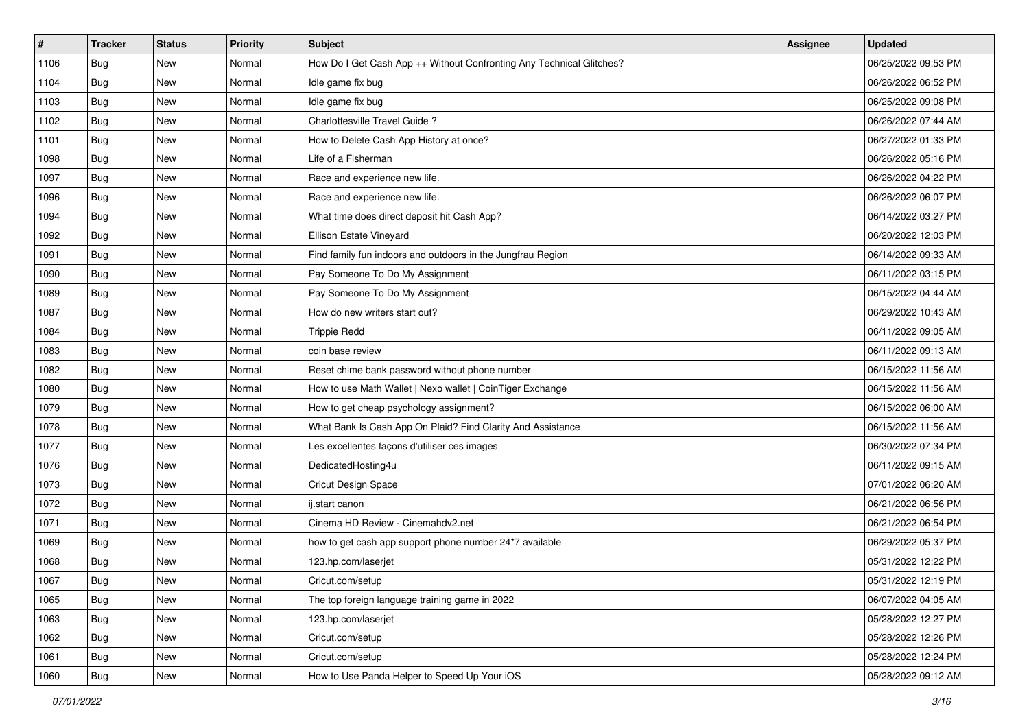| # | Tracker | Status | Priority | Subject | Assignee | Updated |
| --- | --- | --- | --- | --- | --- | --- |
| 1106 | Bug | New | Normal | How Do I Get Cash App ++ Without Confronting Any Technical Glitches? | | 06/25/2022 09:53 PM |
| 1104 | Bug | New | Normal | Idle game fix bug | | 06/26/2022 06:52 PM |
| 1103 | Bug | New | Normal | Idle game fix bug | | 06/25/2022 09:08 PM |
| 1102 | Bug | New | Normal | Charlottesville Travel Guide ? | | 06/26/2022 07:44 AM |
| 1101 | Bug | New | Normal | How to Delete Cash App History at once? | | 06/27/2022 01:33 PM |
| 1098 | Bug | New | Normal | Life of a Fisherman | | 06/26/2022 05:16 PM |
| 1097 | Bug | New | Normal | Race and experience new life. | | 06/26/2022 04:22 PM |
| 1096 | Bug | New | Normal | Race and experience new life. | | 06/26/2022 06:07 PM |
| 1094 | Bug | New | Normal | What time does direct deposit hit Cash App? | | 06/14/2022 03:27 PM |
| 1092 | Bug | New | Normal | Ellison Estate Vineyard | | 06/20/2022 12:03 PM |
| 1091 | Bug | New | Normal | Find family fun indoors and outdoors in the Jungfrau Region | | 06/14/2022 09:33 AM |
| 1090 | Bug | New | Normal | Pay Someone To Do My Assignment | | 06/11/2022 03:15 PM |
| 1089 | Bug | New | Normal | Pay Someone To Do My Assignment | | 06/15/2022 04:44 AM |
| 1087 | Bug | New | Normal | How do new writers start out? | | 06/29/2022 10:43 AM |
| 1084 | Bug | New | Normal | Trippie Redd | | 06/11/2022 09:05 AM |
| 1083 | Bug | New | Normal | coin base review | | 06/11/2022 09:13 AM |
| 1082 | Bug | New | Normal | Reset chime bank password without phone number | | 06/15/2022 11:56 AM |
| 1080 | Bug | New | Normal | How to use Math Wallet \| Nexo wallet \| CoinTiger Exchange | | 06/15/2022 11:56 AM |
| 1079 | Bug | New | Normal | How to get cheap psychology assignment? | | 06/15/2022 06:00 AM |
| 1078 | Bug | New | Normal | What Bank Is Cash App On Plaid? Find Clarity And Assistance | | 06/15/2022 11:56 AM |
| 1077 | Bug | New | Normal | Les excellentes façons d'utiliser ces images | | 06/30/2022 07:34 PM |
| 1076 | Bug | New | Normal | DedicatedHosting4u | | 06/11/2022 09:15 AM |
| 1073 | Bug | New | Normal | Cricut Design Space | | 07/01/2022 06:20 AM |
| 1072 | Bug | New | Normal | ij.start canon | | 06/21/2022 06:56 PM |
| 1071 | Bug | New | Normal | Cinema HD Review - Cinemahdv2.net | | 06/21/2022 06:54 PM |
| 1069 | Bug | New | Normal | how to get cash app support phone number 24*7 available | | 06/29/2022 05:37 PM |
| 1068 | Bug | New | Normal | 123.hp.com/laserjet | | 05/31/2022 12:22 PM |
| 1067 | Bug | New | Normal | Cricut.com/setup | | 05/31/2022 12:19 PM |
| 1065 | Bug | New | Normal | The top foreign language training game in 2022 | | 06/07/2022 04:05 AM |
| 1063 | Bug | New | Normal | 123.hp.com/laserjet | | 05/28/2022 12:27 PM |
| 1062 | Bug | New | Normal | Cricut.com/setup | | 05/28/2022 12:26 PM |
| 1061 | Bug | New | Normal | Cricut.com/setup | | 05/28/2022 12:24 PM |
| 1060 | Bug | New | Normal | How to Use Panda Helper to Speed Up Your iOS | | 05/28/2022 09:12 AM |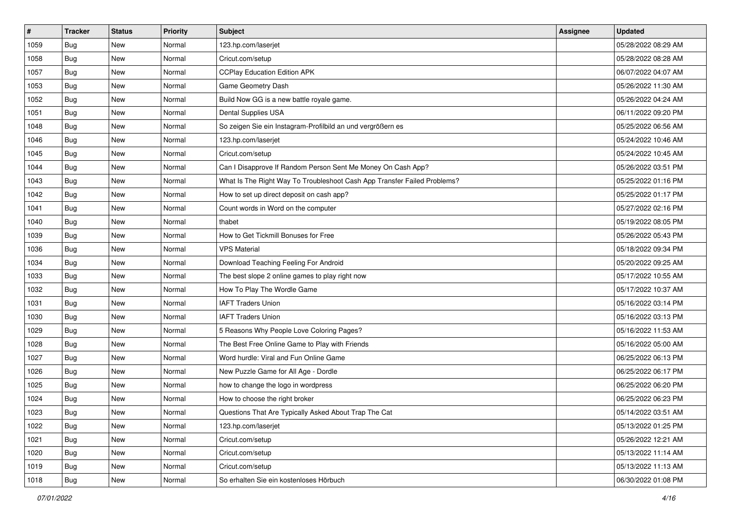| # | Tracker | Status | Priority | Subject | Assignee | Updated |
|---|---|---|---|---|---|---|
| 1059 | Bug | New | Normal | 123.hp.com/laserjet | | 05/28/2022 08:29 AM |
| 1058 | Bug | New | Normal | Cricut.com/setup | | 05/28/2022 08:28 AM |
| 1057 | Bug | New | Normal | CCPlay Education Edition APK | | 06/07/2022 04:07 AM |
| 1053 | Bug | New | Normal | Game Geometry Dash | | 05/26/2022 11:30 AM |
| 1052 | Bug | New | Normal | Build Now GG is a new battle royale game. | | 05/26/2022 04:24 AM |
| 1051 | Bug | New | Normal | Dental Supplies USA | | 06/11/2022 09:20 PM |
| 1048 | Bug | New | Normal | So zeigen Sie ein Instagram-Profilbild an und vergrößern es | | 05/25/2022 06:56 AM |
| 1046 | Bug | New | Normal | 123.hp.com/laserjet | | 05/24/2022 10:46 AM |
| 1045 | Bug | New | Normal | Cricut.com/setup | | 05/24/2022 10:45 AM |
| 1044 | Bug | New | Normal | Can I Disapprove If Random Person Sent Me Money On Cash App? | | 05/26/2022 03:51 PM |
| 1043 | Bug | New | Normal | What Is The Right Way To Troubleshoot Cash App Transfer Failed Problems? | | 05/25/2022 01:16 PM |
| 1042 | Bug | New | Normal | How to set up direct deposit on cash app? | | 05/25/2022 01:17 PM |
| 1041 | Bug | New | Normal | Count words in Word on the computer | | 05/27/2022 02:16 PM |
| 1040 | Bug | New | Normal | thabet | | 05/19/2022 08:05 PM |
| 1039 | Bug | New | Normal | How to Get Tickmill Bonuses for Free | | 05/26/2022 05:43 PM |
| 1036 | Bug | New | Normal | VPS Material | | 05/18/2022 09:34 PM |
| 1034 | Bug | New | Normal | Download Teaching Feeling For Android | | 05/20/2022 09:25 AM |
| 1033 | Bug | New | Normal | The best slope 2 online games to play right now | | 05/17/2022 10:55 AM |
| 1032 | Bug | New | Normal | How To Play The Wordle Game | | 05/17/2022 10:37 AM |
| 1031 | Bug | New | Normal | IAFT Traders Union | | 05/16/2022 03:14 PM |
| 1030 | Bug | New | Normal | IAFT Traders Union | | 05/16/2022 03:13 PM |
| 1029 | Bug | New | Normal | 5 Reasons Why People Love Coloring Pages? | | 05/16/2022 11:53 AM |
| 1028 | Bug | New | Normal | The Best Free Online Game to Play with Friends | | 05/16/2022 05:00 AM |
| 1027 | Bug | New | Normal | Word hurdle: Viral and Fun Online Game | | 06/25/2022 06:13 PM |
| 1026 | Bug | New | Normal | New Puzzle Game for All Age - Dordle | | 06/25/2022 06:17 PM |
| 1025 | Bug | New | Normal | how to change the logo in wordpress | | 06/25/2022 06:20 PM |
| 1024 | Bug | New | Normal | How to choose the right broker | | 06/25/2022 06:23 PM |
| 1023 | Bug | New | Normal | Questions That Are Typically Asked About Trap The Cat | | 05/14/2022 03:51 AM |
| 1022 | Bug | New | Normal | 123.hp.com/laserjet | | 05/13/2022 01:25 PM |
| 1021 | Bug | New | Normal | Cricut.com/setup | | 05/26/2022 12:21 AM |
| 1020 | Bug | New | Normal | Cricut.com/setup | | 05/13/2022 11:14 AM |
| 1019 | Bug | New | Normal | Cricut.com/setup | | 05/13/2022 11:13 AM |
| 1018 | Bug | New | Normal | So erhalten Sie ein kostenloses Hörbuch | | 06/30/2022 01:08 PM |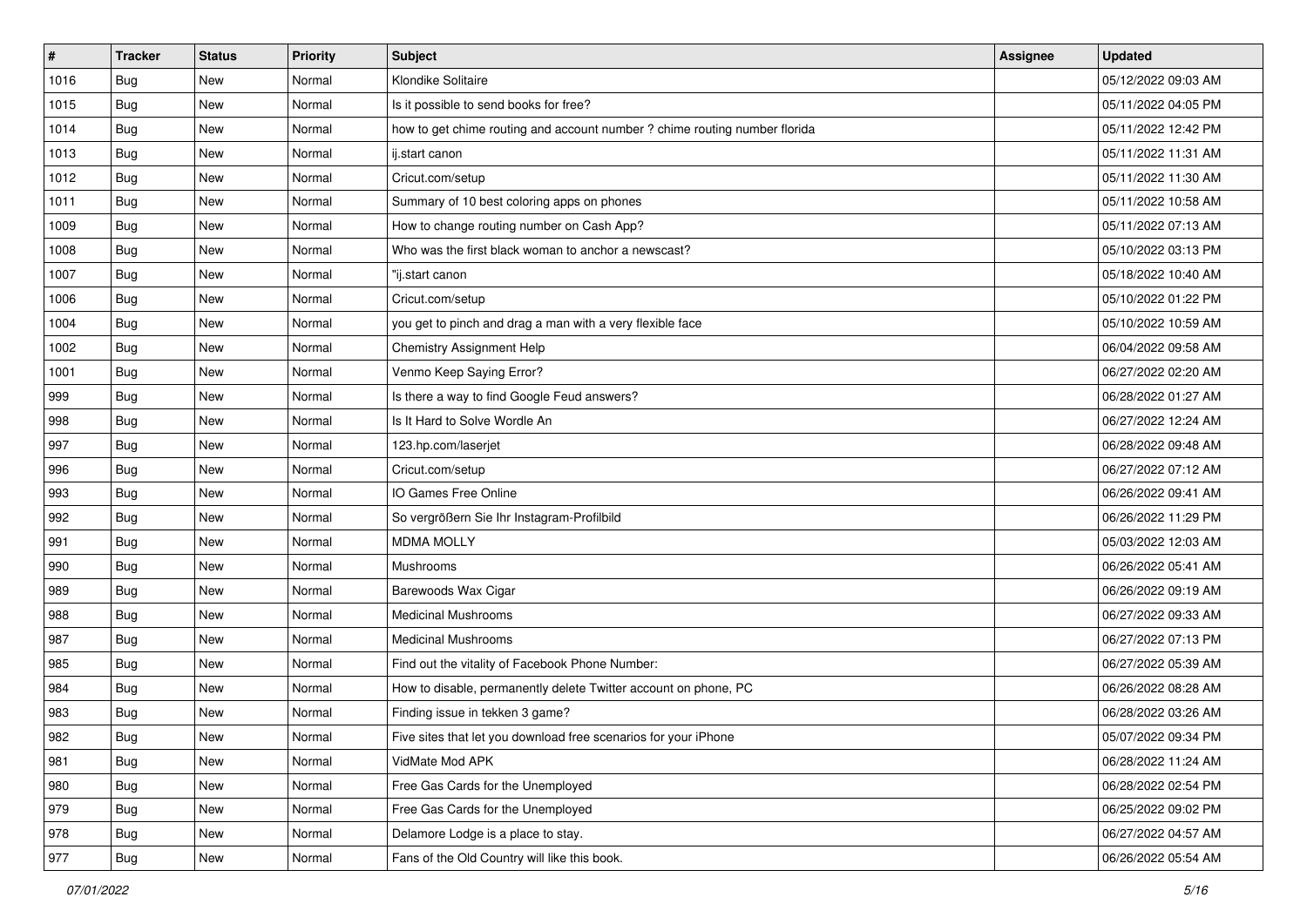| # | Tracker | Status | Priority | Subject | Assignee | Updated |
| --- | --- | --- | --- | --- | --- | --- |
| 1016 | Bug | New | Normal | Klondike Solitaire | | 05/12/2022 09:03 AM |
| 1015 | Bug | New | Normal | Is it possible to send books for free? | | 05/11/2022 04:05 PM |
| 1014 | Bug | New | Normal | how to get chime routing and account number ? chime routing number florida | | 05/11/2022 12:42 PM |
| 1013 | Bug | New | Normal | ij.start canon | | 05/11/2022 11:31 AM |
| 1012 | Bug | New | Normal | Cricut.com/setup | | 05/11/2022 11:30 AM |
| 1011 | Bug | New | Normal | Summary of 10 best coloring apps on phones | | 05/11/2022 10:58 AM |
| 1009 | Bug | New | Normal | How to change routing number on Cash App? | | 05/11/2022 07:13 AM |
| 1008 | Bug | New | Normal | Who was the first black woman to anchor a newscast? | | 05/10/2022 03:13 PM |
| 1007 | Bug | New | Normal | "ij.start canon | | 05/18/2022 10:40 AM |
| 1006 | Bug | New | Normal | Cricut.com/setup | | 05/10/2022 01:22 PM |
| 1004 | Bug | New | Normal | you get to pinch and drag a man with a very flexible face | | 05/10/2022 10:59 AM |
| 1002 | Bug | New | Normal | Chemistry Assignment Help | | 06/04/2022 09:58 AM |
| 1001 | Bug | New | Normal | Venmo Keep Saying Error? | | 06/27/2022 02:20 AM |
| 999 | Bug | New | Normal | Is there a way to find Google Feud answers? | | 06/28/2022 01:27 AM |
| 998 | Bug | New | Normal | Is It Hard to Solve Wordle An | | 06/27/2022 12:24 AM |
| 997 | Bug | New | Normal | 123.hp.com/laserjet | | 06/28/2022 09:48 AM |
| 996 | Bug | New | Normal | Cricut.com/setup | | 06/27/2022 07:12 AM |
| 993 | Bug | New | Normal | IO Games Free Online | | 06/26/2022 09:41 AM |
| 992 | Bug | New | Normal | So vergrößern Sie Ihr Instagram-Profilbild | | 06/26/2022 11:29 PM |
| 991 | Bug | New | Normal | MDMA MOLLY | | 05/03/2022 12:03 AM |
| 990 | Bug | New | Normal | Mushrooms | | 06/26/2022 05:41 AM |
| 989 | Bug | New | Normal | Barewoods Wax Cigar | | 06/26/2022 09:19 AM |
| 988 | Bug | New | Normal | Medicinal Mushrooms | | 06/27/2022 09:33 AM |
| 987 | Bug | New | Normal | Medicinal Mushrooms | | 06/27/2022 07:13 PM |
| 985 | Bug | New | Normal | Find out the vitality of Facebook Phone Number: | | 06/27/2022 05:39 AM |
| 984 | Bug | New | Normal | How to disable, permanently delete Twitter account on phone, PC | | 06/26/2022 08:28 AM |
| 983 | Bug | New | Normal | Finding issue in tekken 3 game? | | 06/28/2022 03:26 AM |
| 982 | Bug | New | Normal | Five sites that let you download free scenarios for your iPhone | | 05/07/2022 09:34 PM |
| 981 | Bug | New | Normal | VidMate Mod APK | | 06/28/2022 11:24 AM |
| 980 | Bug | New | Normal | Free Gas Cards for the Unemployed | | 06/28/2022 02:54 PM |
| 979 | Bug | New | Normal | Free Gas Cards for the Unemployed | | 06/25/2022 09:02 PM |
| 978 | Bug | New | Normal | Delamore Lodge is a place to stay. | | 06/27/2022 04:57 AM |
| 977 | Bug | New | Normal | Fans of the Old Country will like this book. | | 06/26/2022 05:54 AM |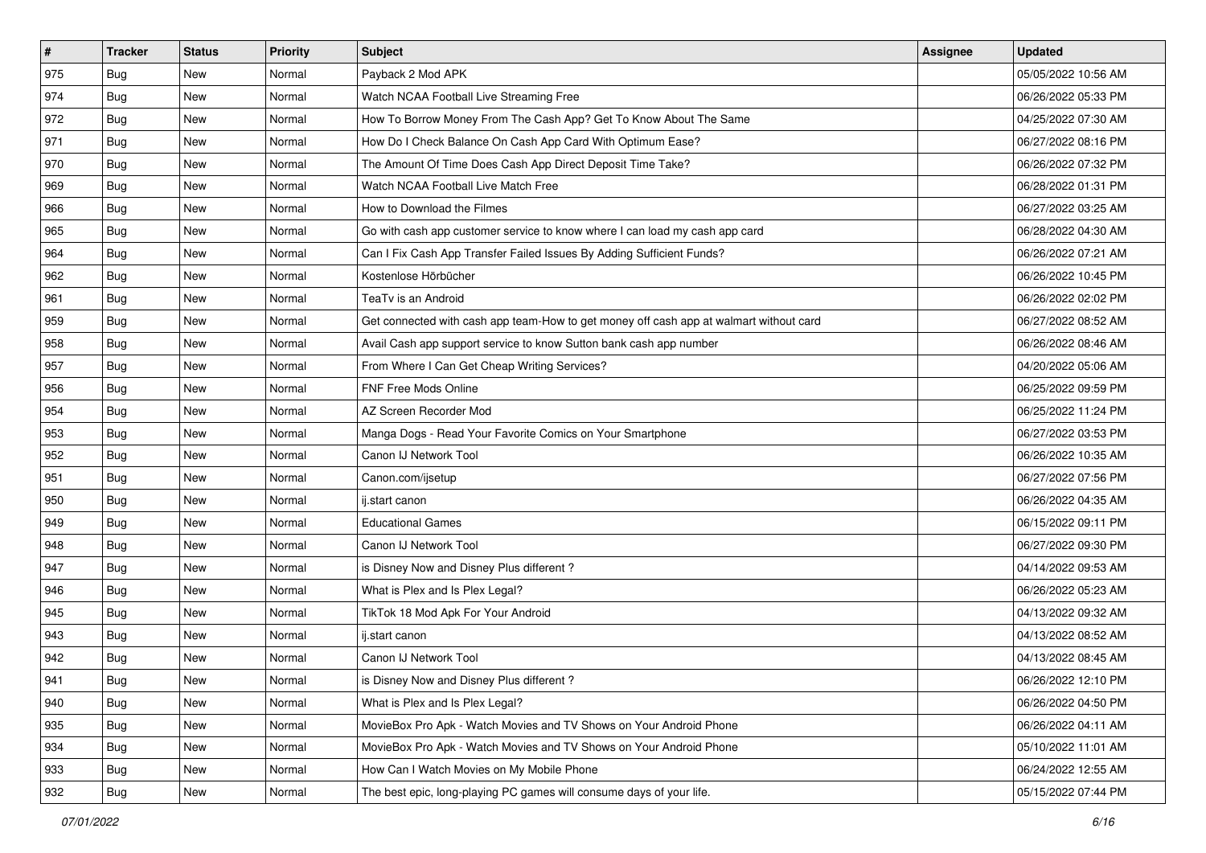| # | Tracker | Status | Priority | Subject | Assignee | Updated |
|---|---|---|---|---|---|---|
| 975 | Bug | New | Normal | Payback 2 Mod APK | | 05/05/2022 10:56 AM |
| 974 | Bug | New | Normal | Watch NCAA Football Live Streaming Free | | 06/26/2022 05:33 PM |
| 972 | Bug | New | Normal | How To Borrow Money From The Cash App? Get To Know About The Same | | 04/25/2022 07:30 AM |
| 971 | Bug | New | Normal | How Do I Check Balance On Cash App Card With Optimum Ease? | | 06/27/2022 08:16 PM |
| 970 | Bug | New | Normal | The Amount Of Time Does Cash App Direct Deposit Time Take? | | 06/26/2022 07:32 PM |
| 969 | Bug | New | Normal | Watch NCAA Football Live Match Free | | 06/28/2022 01:31 PM |
| 966 | Bug | New | Normal | How to Download the Filmes | | 06/27/2022 03:25 AM |
| 965 | Bug | New | Normal | Go with cash app customer service to know where I can load my cash app card | | 06/28/2022 04:30 AM |
| 964 | Bug | New | Normal | Can I Fix Cash App Transfer Failed Issues By Adding Sufficient Funds? | | 06/26/2022 07:21 AM |
| 962 | Bug | New | Normal | Kostenlose Hörbücher | | 06/26/2022 10:45 PM |
| 961 | Bug | New | Normal | TeaTv is an Android | | 06/26/2022 02:02 PM |
| 959 | Bug | New | Normal | Get connected with cash app team-How to get money off cash app at walmart without card | | 06/27/2022 08:52 AM |
| 958 | Bug | New | Normal | Avail Cash app support service to know Sutton bank cash app number | | 06/26/2022 08:46 AM |
| 957 | Bug | New | Normal | From Where I Can Get Cheap Writing Services? | | 04/20/2022 05:06 AM |
| 956 | Bug | New | Normal | FNF Free Mods Online | | 06/25/2022 09:59 PM |
| 954 | Bug | New | Normal | AZ Screen Recorder Mod | | 06/25/2022 11:24 PM |
| 953 | Bug | New | Normal | Manga Dogs - Read Your Favorite Comics on Your Smartphone | | 06/27/2022 03:53 PM |
| 952 | Bug | New | Normal | Canon IJ Network Tool | | 06/26/2022 10:35 AM |
| 951 | Bug | New | Normal | Canon.com/ijsetup | | 06/27/2022 07:56 PM |
| 950 | Bug | New | Normal | ij.start canon | | 06/26/2022 04:35 AM |
| 949 | Bug | New | Normal | Educational Games | | 06/15/2022 09:11 PM |
| 948 | Bug | New | Normal | Canon IJ Network Tool | | 06/27/2022 09:30 PM |
| 947 | Bug | New | Normal | is Disney Now and Disney Plus different ? | | 04/14/2022 09:53 AM |
| 946 | Bug | New | Normal | What is Plex and Is Plex Legal? | | 06/26/2022 05:23 AM |
| 945 | Bug | New | Normal | TikTok 18 Mod Apk For Your Android | | 04/13/2022 09:32 AM |
| 943 | Bug | New | Normal | ij.start canon | | 04/13/2022 08:52 AM |
| 942 | Bug | New | Normal | Canon IJ Network Tool | | 04/13/2022 08:45 AM |
| 941 | Bug | New | Normal | is Disney Now and Disney Plus different ? | | 06/26/2022 12:10 PM |
| 940 | Bug | New | Normal | What is Plex and Is Plex Legal? | | 06/26/2022 04:50 PM |
| 935 | Bug | New | Normal | MovieBox Pro Apk - Watch Movies and TV Shows on Your Android Phone | | 06/26/2022 04:11 AM |
| 934 | Bug | New | Normal | MovieBox Pro Apk - Watch Movies and TV Shows on Your Android Phone | | 05/10/2022 11:01 AM |
| 933 | Bug | New | Normal | How Can I Watch Movies on My Mobile Phone | | 06/24/2022 12:55 AM |
| 932 | Bug | New | Normal | The best epic, long-playing PC games will consume days of your life. | | 05/15/2022 07:44 PM |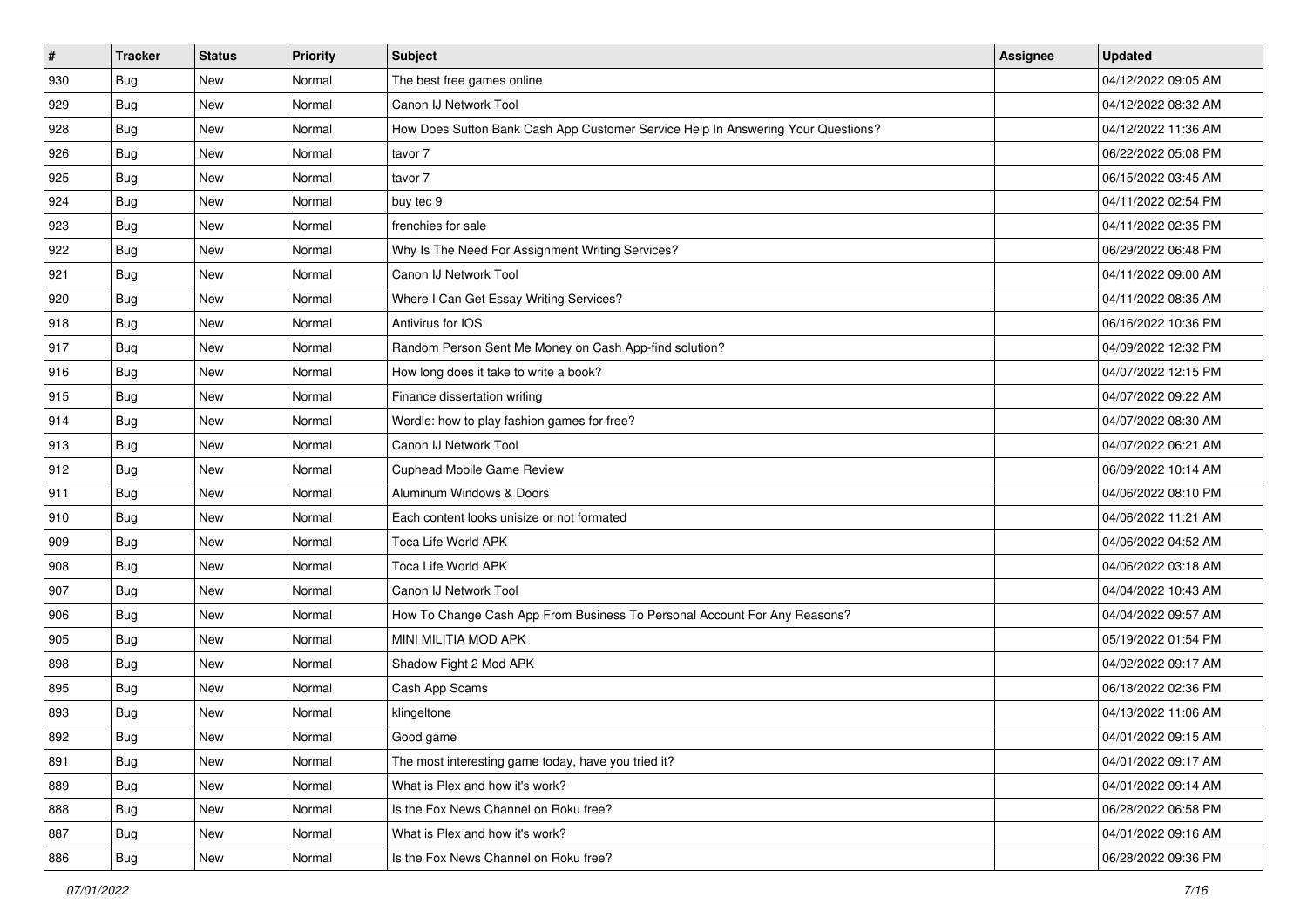| # | Tracker | Status | Priority | Subject | Assignee | Updated |
|---|---|---|---|---|---|---|
| 930 | Bug | New | Normal | The best free games online | | 04/12/2022 09:05 AM |
| 929 | Bug | New | Normal | Canon IJ Network Tool | | 04/12/2022 08:32 AM |
| 928 | Bug | New | Normal | How Does Sutton Bank Cash App Customer Service Help In Answering Your Questions? | | 04/12/2022 11:36 AM |
| 926 | Bug | New | Normal | tavor 7 | | 06/22/2022 05:08 PM |
| 925 | Bug | New | Normal | tavor 7 | | 06/15/2022 03:45 AM |
| 924 | Bug | New | Normal | buy tec 9 | | 04/11/2022 02:54 PM |
| 923 | Bug | New | Normal | frenchies for sale | | 04/11/2022 02:35 PM |
| 922 | Bug | New | Normal | Why Is The Need For Assignment Writing Services? | | 06/29/2022 06:48 PM |
| 921 | Bug | New | Normal | Canon IJ Network Tool | | 04/11/2022 09:00 AM |
| 920 | Bug | New | Normal | Where I Can Get Essay Writing Services? | | 04/11/2022 08:35 AM |
| 918 | Bug | New | Normal | Antivirus for IOS | | 06/16/2022 10:36 PM |
| 917 | Bug | New | Normal | Random Person Sent Me Money on Cash App-find solution? | | 04/09/2022 12:32 PM |
| 916 | Bug | New | Normal | How long does it take to write a book? | | 04/07/2022 12:15 PM |
| 915 | Bug | New | Normal | Finance dissertation writing | | 04/07/2022 09:22 AM |
| 914 | Bug | New | Normal | Wordle: how to play fashion games for free? | | 04/07/2022 08:30 AM |
| 913 | Bug | New | Normal | Canon IJ Network Tool | | 04/07/2022 06:21 AM |
| 912 | Bug | New | Normal | Cuphead Mobile Game Review | | 06/09/2022 10:14 AM |
| 911 | Bug | New | Normal | Aluminum Windows & Doors | | 04/06/2022 08:10 PM |
| 910 | Bug | New | Normal | Each content looks unisize or not formated | | 04/06/2022 11:21 AM |
| 909 | Bug | New | Normal | Toca Life World APK | | 04/06/2022 04:52 AM |
| 908 | Bug | New | Normal | Toca Life World APK | | 04/06/2022 03:18 AM |
| 907 | Bug | New | Normal | Canon IJ Network Tool | | 04/04/2022 10:43 AM |
| 906 | Bug | New | Normal | How To Change Cash App From Business To Personal Account For Any Reasons? | | 04/04/2022 09:57 AM |
| 905 | Bug | New | Normal | MINI MILITIA MOD APK | | 05/19/2022 01:54 PM |
| 898 | Bug | New | Normal | Shadow Fight 2 Mod APK | | 04/02/2022 09:17 AM |
| 895 | Bug | New | Normal | Cash App Scams | | 06/18/2022 02:36 PM |
| 893 | Bug | New | Normal | klingeltone | | 04/13/2022 11:06 AM |
| 892 | Bug | New | Normal | Good game | | 04/01/2022 09:15 AM |
| 891 | Bug | New | Normal | The most interesting game today, have you tried it? | | 04/01/2022 09:17 AM |
| 889 | Bug | New | Normal | What is Plex and how it's work? | | 04/01/2022 09:14 AM |
| 888 | Bug | New | Normal | Is the Fox News Channel on Roku free? | | 06/28/2022 06:58 PM |
| 887 | Bug | New | Normal | What is Plex and how it's work? | | 04/01/2022 09:16 AM |
| 886 | Bug | New | Normal | Is the Fox News Channel on Roku free? | | 06/28/2022 09:36 PM |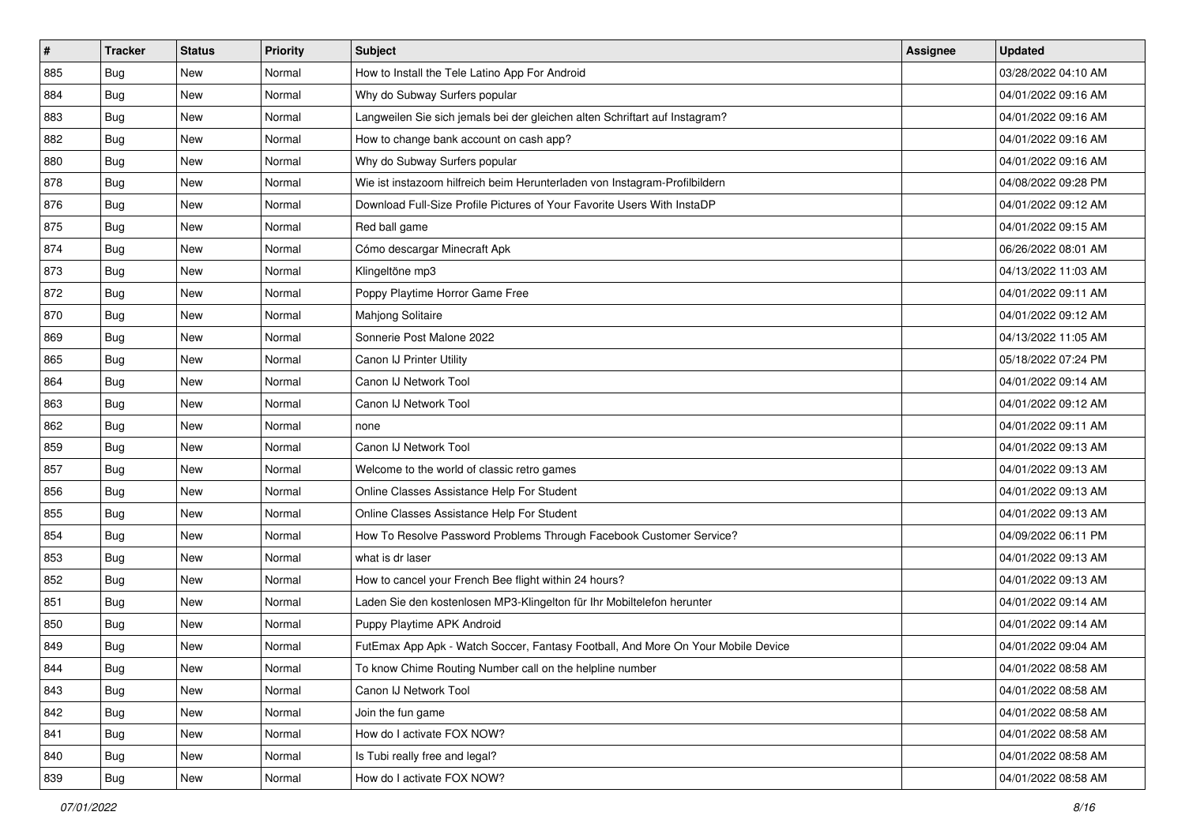| # | Tracker | Status | Priority | Subject | Assignee | Updated |
| --- | --- | --- | --- | --- | --- | --- |
| 885 | Bug | New | Normal | How to Install the Tele Latino App For Android | | 03/28/2022 04:10 AM |
| 884 | Bug | New | Normal | Why do Subway Surfers popular | | 04/01/2022 09:16 AM |
| 883 | Bug | New | Normal | Langweilen Sie sich jemals bei der gleichen alten Schriftart auf Instagram? | | 04/01/2022 09:16 AM |
| 882 | Bug | New | Normal | How to change bank account on cash app? | | 04/01/2022 09:16 AM |
| 880 | Bug | New | Normal | Why do Subway Surfers popular | | 04/01/2022 09:16 AM |
| 878 | Bug | New | Normal | Wie ist instazoom hilfreich beim Herunterladen von Instagram-Profilbildern | | 04/08/2022 09:28 PM |
| 876 | Bug | New | Normal | Download Full-Size Profile Pictures of Your Favorite Users With InstaDP | | 04/01/2022 09:12 AM |
| 875 | Bug | New | Normal | Red ball game | | 04/01/2022 09:15 AM |
| 874 | Bug | New | Normal | Cómo descargar Minecraft Apk | | 06/26/2022 08:01 AM |
| 873 | Bug | New | Normal | Klingeltöne mp3 | | 04/13/2022 11:03 AM |
| 872 | Bug | New | Normal | Poppy Playtime Horror Game Free | | 04/01/2022 09:11 AM |
| 870 | Bug | New | Normal | Mahjong Solitaire | | 04/01/2022 09:12 AM |
| 869 | Bug | New | Normal | Sonnerie Post Malone 2022 | | 04/13/2022 11:05 AM |
| 865 | Bug | New | Normal | Canon IJ Printer Utility | | 05/18/2022 07:24 PM |
| 864 | Bug | New | Normal | Canon IJ Network Tool | | 04/01/2022 09:14 AM |
| 863 | Bug | New | Normal | Canon IJ Network Tool | | 04/01/2022 09:12 AM |
| 862 | Bug | New | Normal | none | | 04/01/2022 09:11 AM |
| 859 | Bug | New | Normal | Canon IJ Network Tool | | 04/01/2022 09:13 AM |
| 857 | Bug | New | Normal | Welcome to the world of classic retro games | | 04/01/2022 09:13 AM |
| 856 | Bug | New | Normal | Online Classes Assistance Help For Student | | 04/01/2022 09:13 AM |
| 855 | Bug | New | Normal | Online Classes Assistance Help For Student | | 04/01/2022 09:13 AM |
| 854 | Bug | New | Normal | How To Resolve Password Problems Through Facebook Customer Service? | | 04/09/2022 06:11 PM |
| 853 | Bug | New | Normal | what is dr laser | | 04/01/2022 09:13 AM |
| 852 | Bug | New | Normal | How to cancel your French Bee flight within 24 hours? | | 04/01/2022 09:13 AM |
| 851 | Bug | New | Normal | Laden Sie den kostenlosen MP3-Klingelton für Ihr Mobiltelefon herunter | | 04/01/2022 09:14 AM |
| 850 | Bug | New | Normal | Puppy Playtime APK Android | | 04/01/2022 09:14 AM |
| 849 | Bug | New | Normal | FutEmax App Apk - Watch Soccer, Fantasy Football, And More On Your Mobile Device | | 04/01/2022 09:04 AM |
| 844 | Bug | New | Normal | To know Chime Routing Number call on the helpline number | | 04/01/2022 08:58 AM |
| 843 | Bug | New | Normal | Canon IJ Network Tool | | 04/01/2022 08:58 AM |
| 842 | Bug | New | Normal | Join the fun game | | 04/01/2022 08:58 AM |
| 841 | Bug | New | Normal | How do I activate FOX NOW? | | 04/01/2022 08:58 AM |
| 840 | Bug | New | Normal | Is Tubi really free and legal? | | 04/01/2022 08:58 AM |
| 839 | Bug | New | Normal | How do I activate FOX NOW? | | 04/01/2022 08:58 AM |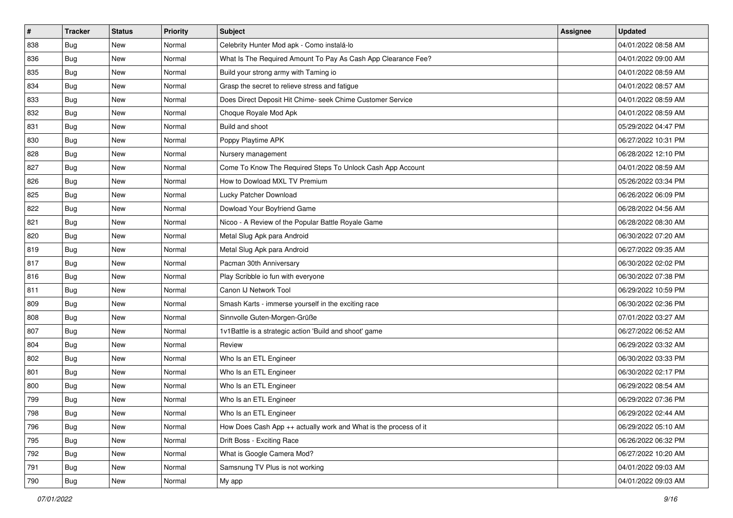| # | Tracker | Status | Priority | Subject | Assignee | Updated |
|---|---|---|---|---|---|---|
| 838 | Bug | New | Normal | Celebrity Hunter Mod apk - Como instalá-lo | | 04/01/2022 08:58 AM |
| 836 | Bug | New | Normal | What Is The Required Amount To Pay As Cash App Clearance Fee? | | 04/01/2022 09:00 AM |
| 835 | Bug | New | Normal | Build your strong army with Taming io | | 04/01/2022 08:59 AM |
| 834 | Bug | New | Normal | Grasp the secret to relieve stress and fatigue | | 04/01/2022 08:57 AM |
| 833 | Bug | New | Normal | Does Direct Deposit Hit Chime- seek Chime Customer Service | | 04/01/2022 08:59 AM |
| 832 | Bug | New | Normal | Choque Royale Mod Apk | | 04/01/2022 08:59 AM |
| 831 | Bug | New | Normal | Build and shoot | | 05/29/2022 04:47 PM |
| 830 | Bug | New | Normal | Poppy Playtime APK | | 06/27/2022 10:31 PM |
| 828 | Bug | New | Normal | Nursery management | | 06/28/2022 12:10 PM |
| 827 | Bug | New | Normal | Come To Know The Required Steps To Unlock Cash App Account | | 04/01/2022 08:59 AM |
| 826 | Bug | New | Normal | How to Dowload MXL TV Premium | | 05/26/2022 03:34 PM |
| 825 | Bug | New | Normal | Lucky Patcher Download | | 06/26/2022 06:09 PM |
| 822 | Bug | New | Normal | Dowload Your Boyfriend Game | | 06/28/2022 04:56 AM |
| 821 | Bug | New | Normal | Nicoo - A Review of the Popular Battle Royale Game | | 06/28/2022 08:30 AM |
| 820 | Bug | New | Normal | Metal Slug Apk para Android | | 06/30/2022 07:20 AM |
| 819 | Bug | New | Normal | Metal Slug Apk para Android | | 06/27/2022 09:35 AM |
| 817 | Bug | New | Normal | Pacman 30th Anniversary | | 06/30/2022 02:02 PM |
| 816 | Bug | New | Normal | Play Scribble io fun with everyone | | 06/30/2022 07:38 PM |
| 811 | Bug | New | Normal | Canon IJ Network Tool | | 06/29/2022 10:59 PM |
| 809 | Bug | New | Normal | Smash Karts - immerse yourself in the exciting race | | 06/30/2022 02:36 PM |
| 808 | Bug | New | Normal | Sinnvolle Guten-Morgen-Grüße | | 07/01/2022 03:27 AM |
| 807 | Bug | New | Normal | 1v1Battle is a strategic action 'Build and shoot' game | | 06/27/2022 06:52 AM |
| 804 | Bug | New | Normal | Review | | 06/29/2022 03:32 AM |
| 802 | Bug | New | Normal | Who Is an ETL Engineer | | 06/30/2022 03:33 PM |
| 801 | Bug | New | Normal | Who Is an ETL Engineer | | 06/30/2022 02:17 PM |
| 800 | Bug | New | Normal | Who Is an ETL Engineer | | 06/29/2022 08:54 AM |
| 799 | Bug | New | Normal | Who Is an ETL Engineer | | 06/29/2022 07:36 PM |
| 798 | Bug | New | Normal | Who Is an ETL Engineer | | 06/29/2022 02:44 AM |
| 796 | Bug | New | Normal | How Does Cash App ++ actually work and What is the process of it | | 06/29/2022 05:10 AM |
| 795 | Bug | New | Normal | Drift Boss - Exciting Race | | 06/26/2022 06:32 PM |
| 792 | Bug | New | Normal | What is Google Camera Mod? | | 06/27/2022 10:20 AM |
| 791 | Bug | New | Normal | Samsnung TV Plus is not working | | 04/01/2022 09:03 AM |
| 790 | Bug | New | Normal | My app | | 04/01/2022 09:03 AM |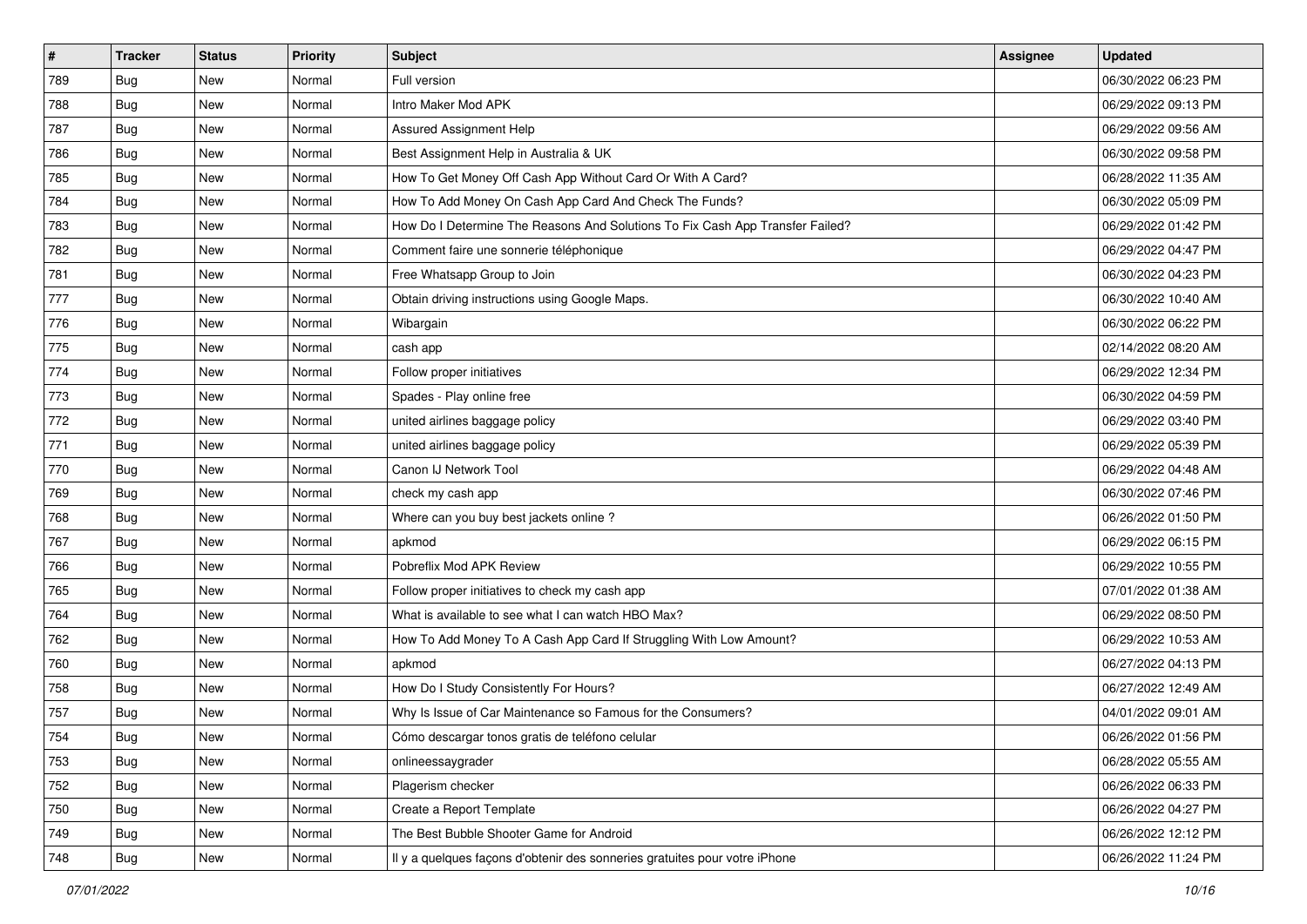| # | Tracker | Status | Priority | Subject | Assignee | Updated |
|---|---|---|---|---|---|---|
| 789 | Bug | New | Normal | Full version | | 06/30/2022 06:23 PM |
| 788 | Bug | New | Normal | Intro Maker Mod APK | | 06/29/2022 09:13 PM |
| 787 | Bug | New | Normal | Assured Assignment Help | | 06/29/2022 09:56 AM |
| 786 | Bug | New | Normal | Best Assignment Help in Australia & UK | | 06/30/2022 09:58 PM |
| 785 | Bug | New | Normal | How To Get Money Off Cash App Without Card Or With A Card? | | 06/28/2022 11:35 AM |
| 784 | Bug | New | Normal | How To Add Money On Cash App Card And Check The Funds? | | 06/30/2022 05:09 PM |
| 783 | Bug | New | Normal | How Do I Determine The Reasons And Solutions To Fix Cash App Transfer Failed? | | 06/29/2022 01:42 PM |
| 782 | Bug | New | Normal | Comment faire une sonnerie téléphonique | | 06/29/2022 04:47 PM |
| 781 | Bug | New | Normal | Free Whatsapp Group to Join | | 06/30/2022 04:23 PM |
| 777 | Bug | New | Normal | Obtain driving instructions using Google Maps. | | 06/30/2022 10:40 AM |
| 776 | Bug | New | Normal | Wibargain | | 06/30/2022 06:22 PM |
| 775 | Bug | New | Normal | cash app | | 02/14/2022 08:20 AM |
| 774 | Bug | New | Normal | Follow proper initiatives | | 06/29/2022 12:34 PM |
| 773 | Bug | New | Normal | Spades - Play online free | | 06/30/2022 04:59 PM |
| 772 | Bug | New | Normal | united airlines baggage policy | | 06/29/2022 03:40 PM |
| 771 | Bug | New | Normal | united airlines baggage policy | | 06/29/2022 05:39 PM |
| 770 | Bug | New | Normal | Canon IJ Network Tool | | 06/29/2022 04:48 AM |
| 769 | Bug | New | Normal | check my cash app | | 06/30/2022 07:46 PM |
| 768 | Bug | New | Normal | Where can you buy best jackets online ? | | 06/26/2022 01:50 PM |
| 767 | Bug | New | Normal | apkmod | | 06/29/2022 06:15 PM |
| 766 | Bug | New | Normal | Pobreflix Mod APK Review | | 06/29/2022 10:55 PM |
| 765 | Bug | New | Normal | Follow proper initiatives to check my cash app | | 07/01/2022 01:38 AM |
| 764 | Bug | New | Normal | What is available to see what I can watch HBO Max? | | 06/29/2022 08:50 PM |
| 762 | Bug | New | Normal | How To Add Money To A Cash App Card If Struggling With Low Amount? | | 06/29/2022 10:53 AM |
| 760 | Bug | New | Normal | apkmod | | 06/27/2022 04:13 PM |
| 758 | Bug | New | Normal | How Do I Study Consistently For Hours? | | 06/27/2022 12:49 AM |
| 757 | Bug | New | Normal | Why Is Issue of Car Maintenance so Famous for the Consumers? | | 04/01/2022 09:01 AM |
| 754 | Bug | New | Normal | Cómo descargar tonos gratis de teléfono celular | | 06/26/2022 01:56 PM |
| 753 | Bug | New | Normal | onlineessaygrader | | 06/28/2022 05:55 AM |
| 752 | Bug | New | Normal | Plagerism checker | | 06/26/2022 06:33 PM |
| 750 | Bug | New | Normal | Create a Report Template | | 06/26/2022 04:27 PM |
| 749 | Bug | New | Normal | The Best Bubble Shooter Game for Android | | 06/26/2022 12:12 PM |
| 748 | Bug | New | Normal | Il y a quelques façons d'obtenir des sonneries gratuites pour votre iPhone | | 06/26/2022 11:24 PM |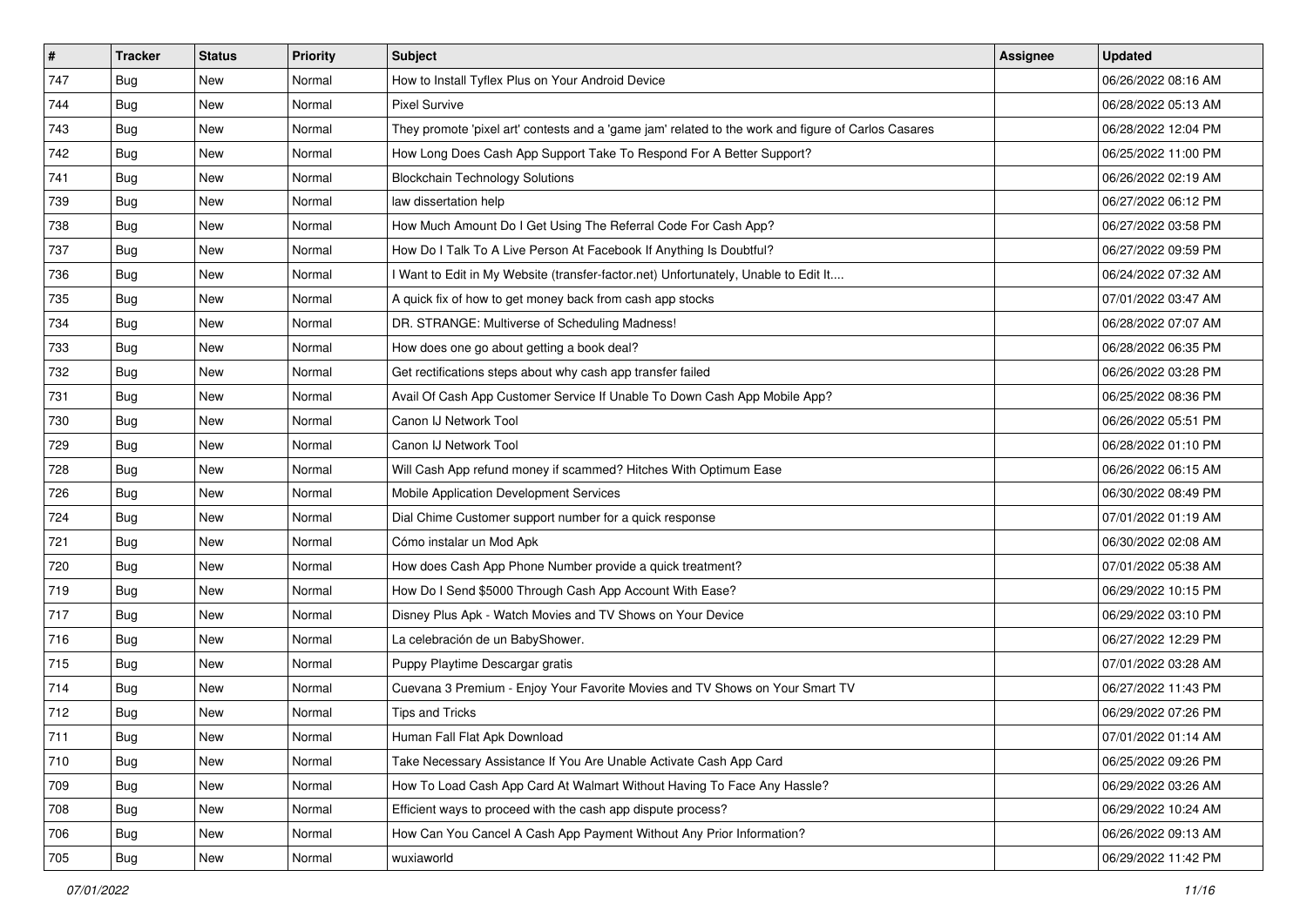| # | Tracker | Status | Priority | Subject | Assignee | Updated |
|---|---|---|---|---|---|---|
| 747 | Bug | New | Normal | How to Install Tyflex Plus on Your Android Device | | 06/26/2022 08:16 AM |
| 744 | Bug | New | Normal | Pixel Survive | | 06/28/2022 05:13 AM |
| 743 | Bug | New | Normal | They promote 'pixel art' contests and a 'game jam' related to the work and figure of Carlos Casares | | 06/28/2022 12:04 PM |
| 742 | Bug | New | Normal | How Long Does Cash App Support Take To Respond For A Better Support? | | 06/25/2022 11:00 PM |
| 741 | Bug | New | Normal | Blockchain Technology Solutions | | 06/26/2022 02:19 AM |
| 739 | Bug | New | Normal | law dissertation help | | 06/27/2022 06:12 PM |
| 738 | Bug | New | Normal | How Much Amount Do I Get Using The Referral Code For Cash App? | | 06/27/2022 03:58 PM |
| 737 | Bug | New | Normal | How Do I Talk To A Live Person At Facebook If Anything Is Doubtful? | | 06/27/2022 09:59 PM |
| 736 | Bug | New | Normal | I Want to Edit in My Website (transfer-factor.net) Unfortunately, Unable to Edit It.... | | 06/24/2022 07:32 AM |
| 735 | Bug | New | Normal | A quick fix of how to get money back from cash app stocks | | 07/01/2022 03:47 AM |
| 734 | Bug | New | Normal | DR. STRANGE: Multiverse of Scheduling Madness! | | 06/28/2022 07:07 AM |
| 733 | Bug | New | Normal | How does one go about getting a book deal? | | 06/28/2022 06:35 PM |
| 732 | Bug | New | Normal | Get rectifications steps about why cash app transfer failed | | 06/26/2022 03:28 PM |
| 731 | Bug | New | Normal | Avail Of Cash App Customer Service If Unable To Down Cash App Mobile App? | | 06/25/2022 08:36 PM |
| 730 | Bug | New | Normal | Canon IJ Network Tool | | 06/26/2022 05:51 PM |
| 729 | Bug | New | Normal | Canon IJ Network Tool | | 06/28/2022 01:10 PM |
| 728 | Bug | New | Normal | Will Cash App refund money if scammed? Hitches With Optimum Ease | | 06/26/2022 06:15 AM |
| 726 | Bug | New | Normal | Mobile Application Development Services | | 06/30/2022 08:49 PM |
| 724 | Bug | New | Normal | Dial Chime Customer support number for a quick response | | 07/01/2022 01:19 AM |
| 721 | Bug | New | Normal | Cómo instalar un Mod Apk | | 06/30/2022 02:08 AM |
| 720 | Bug | New | Normal | How does Cash App Phone Number provide a quick treatment? | | 07/01/2022 05:38 AM |
| 719 | Bug | New | Normal | How Do I Send $5000 Through Cash App Account With Ease? | | 06/29/2022 10:15 PM |
| 717 | Bug | New | Normal | Disney Plus Apk - Watch Movies and TV Shows on Your Device | | 06/29/2022 03:10 PM |
| 716 | Bug | New | Normal | La celebración de un BabyShower. | | 06/27/2022 12:29 PM |
| 715 | Bug | New | Normal | Puppy Playtime Descargar gratis | | 07/01/2022 03:28 AM |
| 714 | Bug | New | Normal | Cuevana 3 Premium - Enjoy Your Favorite Movies and TV Shows on Your Smart TV | | 06/27/2022 11:43 PM |
| 712 | Bug | New | Normal | Tips and Tricks | | 06/29/2022 07:26 PM |
| 711 | Bug | New | Normal | Human Fall Flat Apk Download | | 07/01/2022 01:14 AM |
| 710 | Bug | New | Normal | Take Necessary Assistance If You Are Unable Activate Cash App Card | | 06/25/2022 09:26 PM |
| 709 | Bug | New | Normal | How To Load Cash App Card At Walmart Without Having To Face Any Hassle? | | 06/29/2022 03:26 AM |
| 708 | Bug | New | Normal | Efficient ways to proceed with the cash app dispute process? | | 06/29/2022 10:24 AM |
| 706 | Bug | New | Normal | How Can You Cancel A Cash App Payment Without Any Prior Information? | | 06/26/2022 09:13 AM |
| 705 | Bug | New | Normal | wuxiaworld | | 06/29/2022 11:42 PM |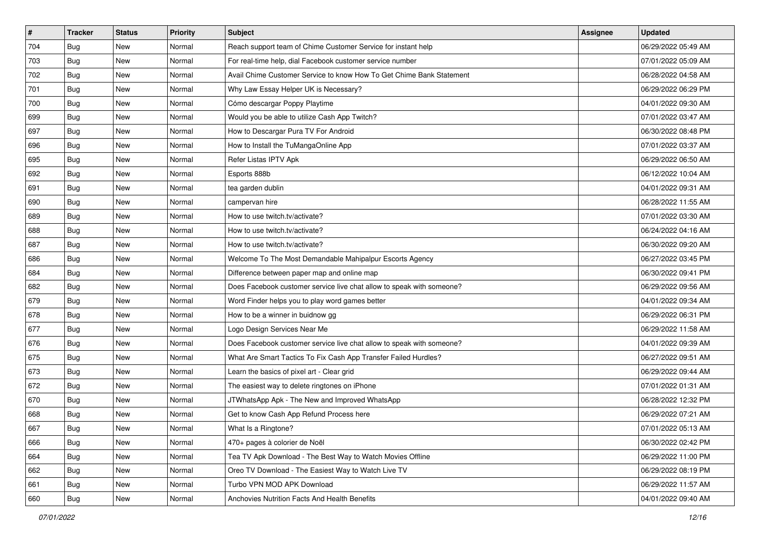| # | Tracker | Status | Priority | Subject | Assignee | Updated |
|---|---|---|---|---|---|---|
| 704 | Bug | New | Normal | Reach support team of Chime Customer Service for instant help | | 06/29/2022 05:49 AM |
| 703 | Bug | New | Normal | For real-time help, dial Facebook customer service number | | 07/01/2022 05:09 AM |
| 702 | Bug | New | Normal | Avail Chime Customer Service to know How To Get Chime Bank Statement | | 06/28/2022 04:58 AM |
| 701 | Bug | New | Normal | Why Law Essay Helper UK is Necessary? | | 06/29/2022 06:29 PM |
| 700 | Bug | New | Normal | Cómo descargar Poppy Playtime | | 04/01/2022 09:30 AM |
| 699 | Bug | New | Normal | Would you be able to utilize Cash App Twitch? | | 07/01/2022 03:47 AM |
| 697 | Bug | New | Normal | How to Descargar Pura TV For Android | | 06/30/2022 08:48 PM |
| 696 | Bug | New | Normal | How to Install the TuMangaOnline App | | 07/01/2022 03:37 AM |
| 695 | Bug | New | Normal | Refer Listas IPTV Apk | | 06/29/2022 06:50 AM |
| 692 | Bug | New | Normal | Esports 888b | | 06/12/2022 10:04 AM |
| 691 | Bug | New | Normal | tea garden dublin | | 04/01/2022 09:31 AM |
| 690 | Bug | New | Normal | campervan hire | | 06/28/2022 11:55 AM |
| 689 | Bug | New | Normal | How to use twitch.tv/activate? | | 07/01/2022 03:30 AM |
| 688 | Bug | New | Normal | How to use twitch.tv/activate? | | 06/24/2022 04:16 AM |
| 687 | Bug | New | Normal | How to use twitch.tv/activate? | | 06/30/2022 09:20 AM |
| 686 | Bug | New | Normal | Welcome To The Most Demandable Mahipalpur Escorts Agency | | 06/27/2022 03:45 PM |
| 684 | Bug | New | Normal | Difference between paper map and online map | | 06/30/2022 09:41 PM |
| 682 | Bug | New | Normal | Does Facebook customer service live chat allow to speak with someone? | | 06/29/2022 09:56 AM |
| 679 | Bug | New | Normal | Word Finder helps you to play word games better | | 04/01/2022 09:34 AM |
| 678 | Bug | New | Normal | How to be a winner in buidnow gg | | 06/29/2022 06:31 PM |
| 677 | Bug | New | Normal | Logo Design Services Near Me | | 06/29/2022 11:58 AM |
| 676 | Bug | New | Normal | Does Facebook customer service live chat allow to speak with someone? | | 04/01/2022 09:39 AM |
| 675 | Bug | New | Normal | What Are Smart Tactics To Fix Cash App Transfer Failed Hurdles? | | 06/27/2022 09:51 AM |
| 673 | Bug | New | Normal | Learn the basics of pixel art - Clear grid | | 06/29/2022 09:44 AM |
| 672 | Bug | New | Normal | The easiest way to delete ringtones on iPhone | | 07/01/2022 01:31 AM |
| 670 | Bug | New | Normal | JTWhatsApp Apk - The New and Improved WhatsApp | | 06/28/2022 12:32 PM |
| 668 | Bug | New | Normal | Get to know Cash App Refund Process here | | 06/29/2022 07:21 AM |
| 667 | Bug | New | Normal | What Is a Ringtone? | | 07/01/2022 05:13 AM |
| 666 | Bug | New | Normal | 470+ pages à colorier de Noël | | 06/30/2022 02:42 PM |
| 664 | Bug | New | Normal | Tea TV Apk Download - The Best Way to Watch Movies Offline | | 06/29/2022 11:00 PM |
| 662 | Bug | New | Normal | Oreo TV Download - The Easiest Way to Watch Live TV | | 06/29/2022 08:19 PM |
| 661 | Bug | New | Normal | Turbo VPN MOD APK Download | | 06/29/2022 11:57 AM |
| 660 | Bug | New | Normal | Anchovies Nutrition Facts And Health Benefits | | 04/01/2022 09:40 AM |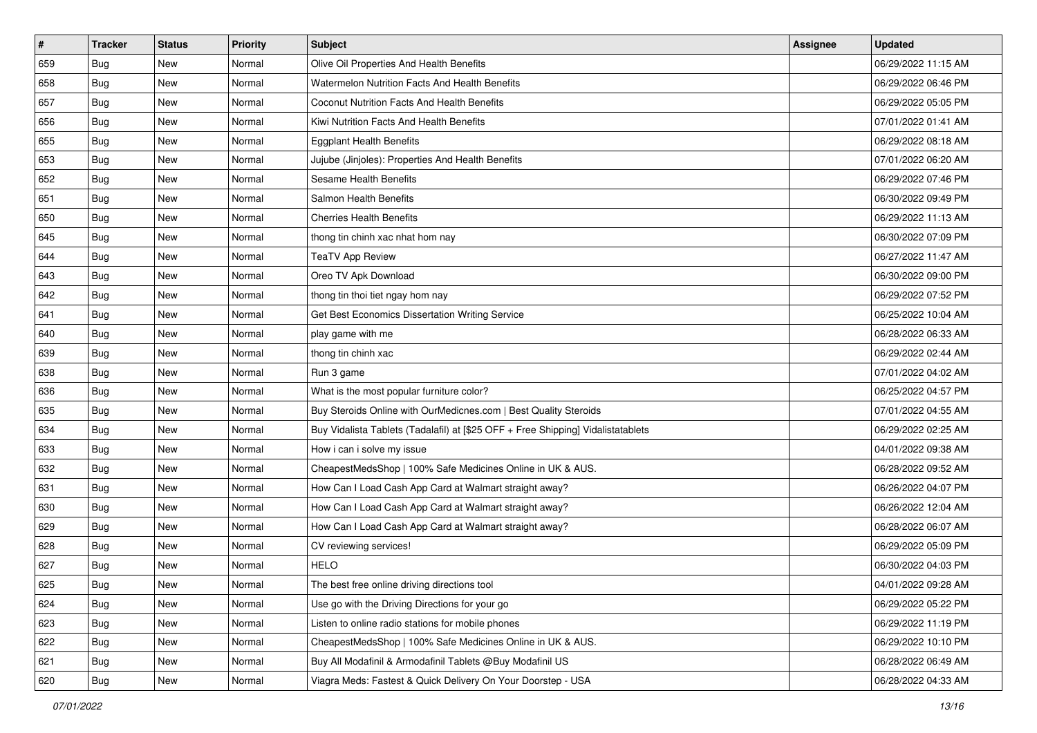| # | Tracker | Status | Priority | Subject | Assignee | Updated |
|---|---|---|---|---|---|---|
| 659 | Bug | New | Normal | Olive Oil Properties And Health Benefits | | 06/29/2022 11:15 AM |
| 658 | Bug | New | Normal | Watermelon Nutrition Facts And Health Benefits | | 06/29/2022 06:46 PM |
| 657 | Bug | New | Normal | Coconut Nutrition Facts And Health Benefits | | 06/29/2022 05:05 PM |
| 656 | Bug | New | Normal | Kiwi Nutrition Facts And Health Benefits | | 07/01/2022 01:41 AM |
| 655 | Bug | New | Normal | Eggplant Health Benefits | | 06/29/2022 08:18 AM |
| 653 | Bug | New | Normal | Jujube (Jinjoles): Properties And Health Benefits | | 07/01/2022 06:20 AM |
| 652 | Bug | New | Normal | Sesame Health Benefits | | 06/29/2022 07:46 PM |
| 651 | Bug | New | Normal | Salmon Health Benefits | | 06/30/2022 09:49 PM |
| 650 | Bug | New | Normal | Cherries Health Benefits | | 06/29/2022 11:13 AM |
| 645 | Bug | New | Normal | thong tin chinh xac nhat hom nay | | 06/30/2022 07:09 PM |
| 644 | Bug | New | Normal | TeaTV App Review | | 06/27/2022 11:47 AM |
| 643 | Bug | New | Normal | Oreo TV Apk Download | | 06/30/2022 09:00 PM |
| 642 | Bug | New | Normal | thong tin thoi tiet ngay hom nay | | 06/29/2022 07:52 PM |
| 641 | Bug | New | Normal | Get Best Economics Dissertation Writing Service | | 06/25/2022 10:04 AM |
| 640 | Bug | New | Normal | play game with me | | 06/28/2022 06:33 AM |
| 639 | Bug | New | Normal | thong tin chinh xac | | 06/29/2022 02:44 AM |
| 638 | Bug | New | Normal | Run 3 game | | 07/01/2022 04:02 AM |
| 636 | Bug | New | Normal | What is the most popular furniture color? | | 06/25/2022 04:57 PM |
| 635 | Bug | New | Normal | Buy Steroids Online with OurMedicnes.com \| Best Quality Steroids | | 07/01/2022 04:55 AM |
| 634 | Bug | New | Normal | Buy Vidalista Tablets (Tadalafil) at [$25 OFF + Free Shipping] Vidalistatablets | | 06/29/2022 02:25 AM |
| 633 | Bug | New | Normal | How i can i solve my issue | | 04/01/2022 09:38 AM |
| 632 | Bug | New | Normal | CheapestMedsShop \| 100% Safe Medicines Online in UK & AUS. | | 06/28/2022 09:52 AM |
| 631 | Bug | New | Normal | How Can I Load Cash App Card at Walmart straight away? | | 06/26/2022 04:07 PM |
| 630 | Bug | New | Normal | How Can I Load Cash App Card at Walmart straight away? | | 06/26/2022 12:04 AM |
| 629 | Bug | New | Normal | How Can I Load Cash App Card at Walmart straight away? | | 06/28/2022 06:07 AM |
| 628 | Bug | New | Normal | CV reviewing services! | | 06/29/2022 05:09 PM |
| 627 | Bug | New | Normal | HELO | | 06/30/2022 04:03 PM |
| 625 | Bug | New | Normal | The best free online driving directions tool | | 04/01/2022 09:28 AM |
| 624 | Bug | New | Normal | Use go with the Driving Directions for your go | | 06/29/2022 05:22 PM |
| 623 | Bug | New | Normal | Listen to online radio stations for mobile phones | | 06/29/2022 11:19 PM |
| 622 | Bug | New | Normal | CheapestMedsShop \| 100% Safe Medicines Online in UK & AUS. | | 06/29/2022 10:10 PM |
| 621 | Bug | New | Normal | Buy All Modafinil & Armodafinil Tablets @Buy Modafinil US | | 06/28/2022 06:49 AM |
| 620 | Bug | New | Normal | Viagra Meds: Fastest & Quick Delivery On Your Doorstep - USA | | 06/28/2022 04:33 AM |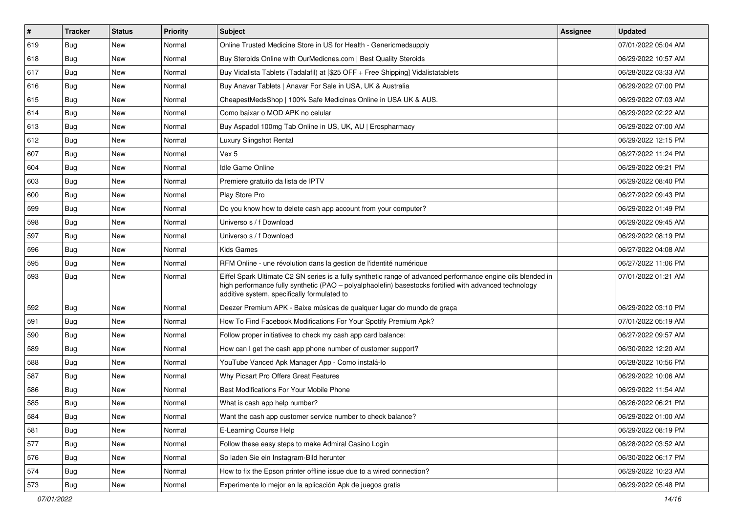| # | Tracker | Status | Priority | Subject | Assignee | Updated |
|---|---|---|---|---|---|---|
| 619 | Bug | New | Normal | Online Trusted Medicine Store in US for Health - Genericmedsupply | | 07/01/2022 05:04 AM |
| 618 | Bug | New | Normal | Buy Steroids Online with OurMedicnes.com \| Best Quality Steroids | | 06/29/2022 10:57 AM |
| 617 | Bug | New | Normal | Buy Vidalista Tablets (Tadalafil) at [$25 OFF + Free Shipping] Vidalistatablets | | 06/28/2022 03:33 AM |
| 616 | Bug | New | Normal | Buy Anavar Tablets \| Anavar For Sale in USA, UK & Australia | | 06/29/2022 07:00 PM |
| 615 | Bug | New | Normal | CheapestMedsShop \| 100% Safe Medicines Online in USA UK & AUS. | | 06/29/2022 07:03 AM |
| 614 | Bug | New | Normal | Como baixar o MOD APK no celular | | 06/29/2022 02:22 AM |
| 613 | Bug | New | Normal | Buy Aspadol 100mg Tab Online in US, UK, AU \| Erospharmacy | | 06/29/2022 07:00 AM |
| 612 | Bug | New | Normal | Luxury Slingshot Rental | | 06/29/2022 12:15 PM |
| 607 | Bug | New | Normal | Vex 5 | | 06/27/2022 11:24 PM |
| 604 | Bug | New | Normal | Idle Game Online | | 06/29/2022 09:21 PM |
| 603 | Bug | New | Normal | Premiere gratuito da lista de IPTV | | 06/29/2022 08:40 PM |
| 600 | Bug | New | Normal | Play Store Pro | | 06/27/2022 09:43 PM |
| 599 | Bug | New | Normal | Do you know how to delete cash app account from your computer? | | 06/29/2022 01:49 PM |
| 598 | Bug | New | Normal | Universo s / f Download | | 06/29/2022 09:45 AM |
| 597 | Bug | New | Normal | Universo s / f Download | | 06/29/2022 08:19 PM |
| 596 | Bug | New | Normal | Kids Games | | 06/27/2022 04:08 AM |
| 595 | Bug | New | Normal | RFM Online - une révolution dans la gestion de l'identité numérique | | 06/27/2022 11:06 PM |
| 593 | Bug | New | Normal | Eiffel Spark Ultimate C2 SN series is a fully synthetic range of advanced performance engine oils blended in high performance fully synthetic (PAO – polyalphaolefin) basestocks fortified with advanced technology additive system, specifically formulated to | | 07/01/2022 01:21 AM |
| 592 | Bug | New | Normal | Deezer Premium APK - Baixe músicas de qualquer lugar do mundo de graça | | 06/29/2022 03:10 PM |
| 591 | Bug | New | Normal | How To Find Facebook Modifications For Your Spotify Premium Apk? | | 07/01/2022 05:19 AM |
| 590 | Bug | New | Normal | Follow proper initiatives to check my cash app card balance: | | 06/27/2022 09:57 AM |
| 589 | Bug | New | Normal | How can I get the cash app phone number of customer support? | | 06/30/2022 12:20 AM |
| 588 | Bug | New | Normal | YouTube Vanced Apk Manager App - Como instalá-lo | | 06/28/2022 10:56 PM |
| 587 | Bug | New | Normal | Why Picsart Pro Offers Great Features | | 06/29/2022 10:06 AM |
| 586 | Bug | New | Normal | Best Modifications For Your Mobile Phone | | 06/29/2022 11:54 AM |
| 585 | Bug | New | Normal | What is cash app help number? | | 06/26/2022 06:21 PM |
| 584 | Bug | New | Normal | Want the cash app customer service number to check balance? | | 06/29/2022 01:00 AM |
| 581 | Bug | New | Normal | E-Learning Course Help | | 06/29/2022 08:19 PM |
| 577 | Bug | New | Normal | Follow these easy steps to make Admiral Casino Login | | 06/28/2022 03:52 AM |
| 576 | Bug | New | Normal | So laden Sie ein Instagram-Bild herunter | | 06/30/2022 06:17 PM |
| 574 | Bug | New | Normal | How to fix the Epson printer offline issue due to a wired connection? | | 06/29/2022 10:23 AM |
| 573 | Bug | New | Normal | Experimente lo mejor en la aplicación Apk de juegos gratis | | 06/29/2022 05:48 PM |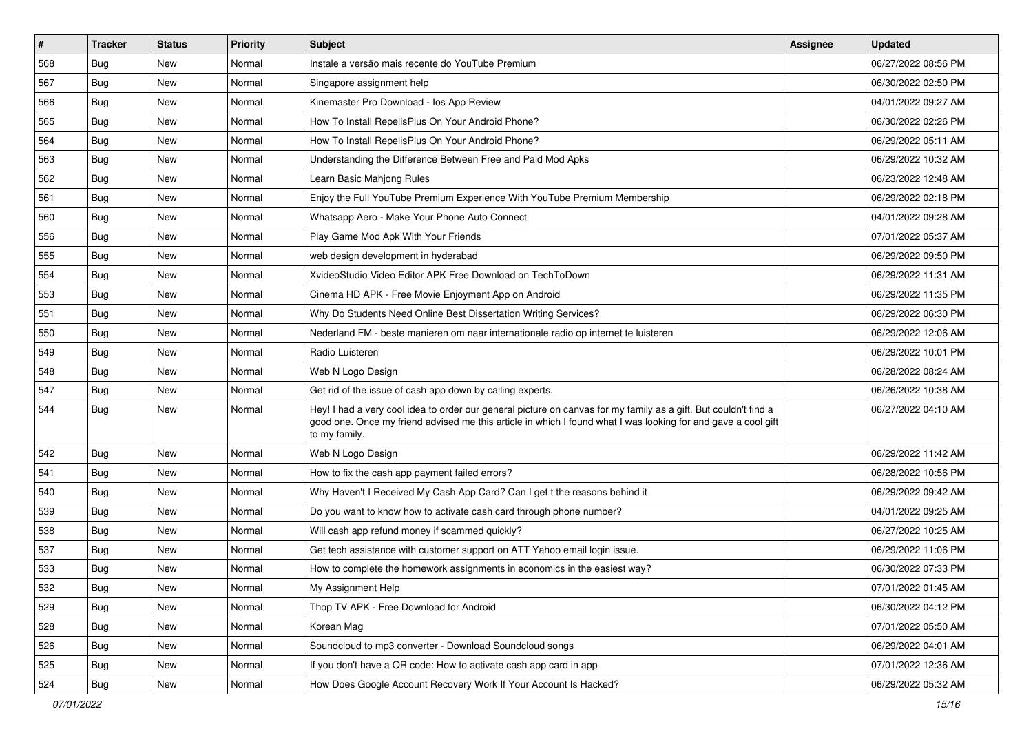| # | Tracker | Status | Priority | Subject | Assignee | Updated |
|---|---|---|---|---|---|---|
| 568 | Bug | New | Normal | Instale a versão mais recente do YouTube Premium | | 06/27/2022 08:56 PM |
| 567 | Bug | New | Normal | Singapore assignment help | | 06/30/2022 02:50 PM |
| 566 | Bug | New | Normal | Kinemaster Pro Download - Ios App Review | | 04/01/2022 09:27 AM |
| 565 | Bug | New | Normal | How To Install RepelisPlus On Your Android Phone? | | 06/30/2022 02:26 PM |
| 564 | Bug | New | Normal | How To Install RepelisPlus On Your Android Phone? | | 06/29/2022 05:11 AM |
| 563 | Bug | New | Normal | Understanding the Difference Between Free and Paid Mod Apks | | 06/29/2022 10:32 AM |
| 562 | Bug | New | Normal | Learn Basic Mahjong Rules | | 06/23/2022 12:48 AM |
| 561 | Bug | New | Normal | Enjoy the Full YouTube Premium Experience With YouTube Premium Membership | | 06/29/2022 02:18 PM |
| 560 | Bug | New | Normal | Whatsapp Aero - Make Your Phone Auto Connect | | 04/01/2022 09:28 AM |
| 556 | Bug | New | Normal | Play Game Mod Apk With Your Friends | | 07/01/2022 05:37 AM |
| 555 | Bug | New | Normal | web design development in hyderabad | | 06/29/2022 09:50 PM |
| 554 | Bug | New | Normal | XvideoStudio Video Editor APK Free Download on TechToDown | | 06/29/2022 11:31 AM |
| 553 | Bug | New | Normal | Cinema HD APK - Free Movie Enjoyment App on Android | | 06/29/2022 11:35 PM |
| 551 | Bug | New | Normal | Why Do Students Need Online Best Dissertation Writing Services? | | 06/29/2022 06:30 PM |
| 550 | Bug | New | Normal | Nederland FM - beste manieren om naar internationale radio op internet te luisteren | | 06/29/2022 12:06 AM |
| 549 | Bug | New | Normal | Radio Luisteren | | 06/29/2022 10:01 PM |
| 548 | Bug | New | Normal | Web N Logo Design | | 06/28/2022 08:24 AM |
| 547 | Bug | New | Normal | Get rid of the issue of cash app down by calling experts. | | 06/26/2022 10:38 AM |
| 544 | Bug | New | Normal | Hey! I had a very cool idea to order our general picture on canvas for my family as a gift. But couldn't find a good one. Once my friend advised me this article in which I found what I was looking for and gave a cool gift to my family. | | 06/27/2022 04:10 AM |
| 542 | Bug | New | Normal | Web N Logo Design | | 06/29/2022 11:42 AM |
| 541 | Bug | New | Normal | How to fix the cash app payment failed errors? | | 06/28/2022 10:56 PM |
| 540 | Bug | New | Normal | Why Haven't I Received My Cash App Card? Can I get t the reasons behind it | | 06/29/2022 09:42 AM |
| 539 | Bug | New | Normal | Do you want to know how to activate cash card through phone number? | | 04/01/2022 09:25 AM |
| 538 | Bug | New | Normal | Will cash app refund money if scammed quickly? | | 06/27/2022 10:25 AM |
| 537 | Bug | New | Normal | Get tech assistance with customer support on ATT Yahoo email login issue. | | 06/29/2022 11:06 PM |
| 533 | Bug | New | Normal | How to complete the homework assignments in economics in the easiest way? | | 06/30/2022 07:33 PM |
| 532 | Bug | New | Normal | My Assignment Help | | 07/01/2022 01:45 AM |
| 529 | Bug | New | Normal | Thop TV APK - Free Download for Android | | 06/30/2022 04:12 PM |
| 528 | Bug | New | Normal | Korean Mag | | 07/01/2022 05:50 AM |
| 526 | Bug | New | Normal | Soundcloud to mp3 converter - Download Soundcloud songs | | 06/29/2022 04:01 AM |
| 525 | Bug | New | Normal | If you don't have a QR code: How to activate cash app card in app | | 07/01/2022 12:36 AM |
| 524 | Bug | New | Normal | How Does Google Account Recovery Work If Your Account Is Hacked? | | 06/29/2022 05:32 AM |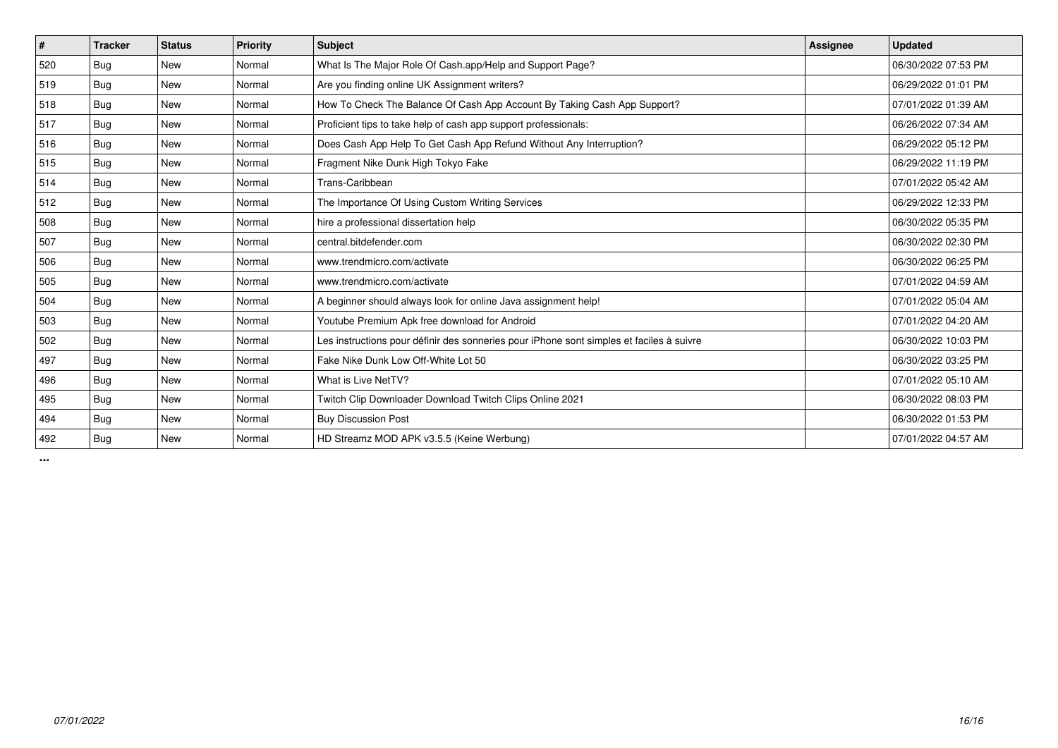| # | Tracker | Status | Priority | Subject | Assignee | Updated |
|---|---|---|---|---|---|---|
| 520 | Bug | New | Normal | What Is The Major Role Of Cash.app/Help and Support Page? | | 06/30/2022 07:53 PM |
| 519 | Bug | New | Normal | Are you finding online UK Assignment writers? | | 06/29/2022 01:01 PM |
| 518 | Bug | New | Normal | How To Check The Balance Of Cash App Account By Taking Cash App Support? | | 07/01/2022 01:39 AM |
| 517 | Bug | New | Normal | Proficient tips to take help of cash app support professionals: | | 06/26/2022 07:34 AM |
| 516 | Bug | New | Normal | Does Cash App Help To Get Cash App Refund Without Any Interruption? | | 06/29/2022 05:12 PM |
| 515 | Bug | New | Normal | Fragment Nike Dunk High Tokyo Fake | | 06/29/2022 11:19 PM |
| 514 | Bug | New | Normal | Trans-Caribbean | | 07/01/2022 05:42 AM |
| 512 | Bug | New | Normal | The Importance Of Using Custom Writing Services | | 06/29/2022 12:33 PM |
| 508 | Bug | New | Normal | hire a professional dissertation help | | 06/30/2022 05:35 PM |
| 507 | Bug | New | Normal | central.bitdefender.com | | 06/30/2022 02:30 PM |
| 506 | Bug | New | Normal | www.trendmicro.com/activate | | 06/30/2022 06:25 PM |
| 505 | Bug | New | Normal | www.trendmicro.com/activate | | 07/01/2022 04:59 AM |
| 504 | Bug | New | Normal | A beginner should always look for online Java assignment help! | | 07/01/2022 05:04 AM |
| 503 | Bug | New | Normal | Youtube Premium Apk free download for Android | | 07/01/2022 04:20 AM |
| 502 | Bug | New | Normal | Les instructions pour définir des sonneries pour iPhone sont simples et faciles à suivre | | 06/30/2022 10:03 PM |
| 497 | Bug | New | Normal | Fake Nike Dunk Low Off-White Lot 50 | | 06/30/2022 03:25 PM |
| 496 | Bug | New | Normal | What is Live NetTV? | | 07/01/2022 05:10 AM |
| 495 | Bug | New | Normal | Twitch Clip Downloader Download Twitch Clips Online 2021 | | 06/30/2022 08:03 PM |
| 494 | Bug | New | Normal | Buy Discussion Post | | 06/30/2022 01:53 PM |
| 492 | Bug | New | Normal | HD Streamz MOD APK v3.5.5 (Keine Werbung) | | 07/01/2022 04:57 AM |

...